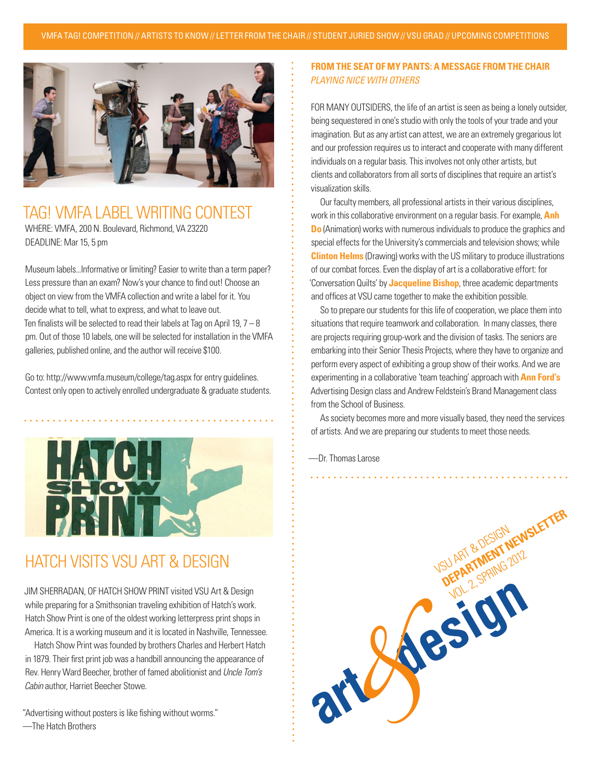VMFA TAG! COMPETITION // ARTISTS TO KNOW // LETTER FROM THE CHAIR // STUDENT JURIED SHOW // VSU GRAD // UPCOMING COMPETITIONS

## TAG! VMFA LABEL WRITING CONTEST

WHERE: VMFA, 200 N. Boulevard, Richmond, VA 23220
DEADLINE: Mar 15, 5 pm

Museum labels...Informative or limiting? Easier to write than a term paper? Less pressure than an exam? Now's your chance to find out! Choose an object on view from the VMFA collection and write a label for it. You decide what to tell, what to express, and what to leave out.
Ten finalists will be selected to read their labels at Tag on April 19, 7 – 8 pm. Out of those 10 labels, one will be selected for installation in the VMFA galleries, published online, and the author will receive $100.

Go to: http://www.vmfa.museum/college/tag.aspx for entry guidelines. Contest only open to actively enrolled undergraduate & graduate students.

## HATCH VISITS VSU ART & DESIGN

JIM SHERRADAN, OF HATCH SHOW PRINT visited VSU Art & Design while preparing for a Smithsonian traveling exhibition of Hatch's work. Hatch Show Print is one of the oldest working letterpress print shops in America. It is a working museum and it is located in Nashville, Tennessee.

Hatch Show Print was founded by brothers Charles and Herbert Hatch in 1879. Their first print job was a handbill announcing the appearance of Rev. Henry Ward Beecher, brother of famed abolitionist and *Uncle Tom's Cabin* author, Harriet Beecher Stowe.

"Advertising without posters is like fishing without worms."
—The Hatch Brothers

## FROM THE SEAT OF MY PANTS: A MESSAGE FROM THE CHAIR

*PLAYING NICE WITH OTHERS*

FOR MANY OUTSIDERS, the life of an artist is seen as being a lonely outsider, being sequestered in one's studio with only the tools of your trade and your imagination. But as any artist can attest, we are an extremely gregarious lot and our profession requires us to interact and cooperate with many different individuals on a regular basis. This involves not only other artists, but clients and collaborators from all sorts of disciplines that require an artist's visualization skills.

Our faculty members, all professional artists in their various disciplines, work in this collaborative environment on a regular basis. For example, **Anh Do** (Animation) works with numerous individuals to produce the graphics and special effects for the University's commercials and television shows; while **Clinton Helms** (Drawing) works with the US military to produce illustrations of our combat forces. Even the display of art is a collaborative effort: for 'Conversation Quilts' by **Jacqueline Bishop**, three academic departments and offices at VSU came together to make the exhibition possible.

So to prepare our students for this life of cooperation, we place them into situations that require teamwork and collaboration. In many classes, there are projects requiring group-work and the division of tasks. The seniors are embarking into their Senior Thesis Projects, where they have to organize and perform every aspect of exhibiting a group show of their works. And we are experimenting in a collaborative 'team teaching' approach with **Ann Ford's** Advertising Design class and Andrew Feldstein's Brand Management class from the School of Business.

As society becomes more and more visually based, they need the services of artists. And we are preparing our students to meet those needs.

—Dr. Thomas Larose

VSU ART & DESIGN **DEPARTMENT NEWSLETTER** VOL. 2, SPRING 2012

**art&design**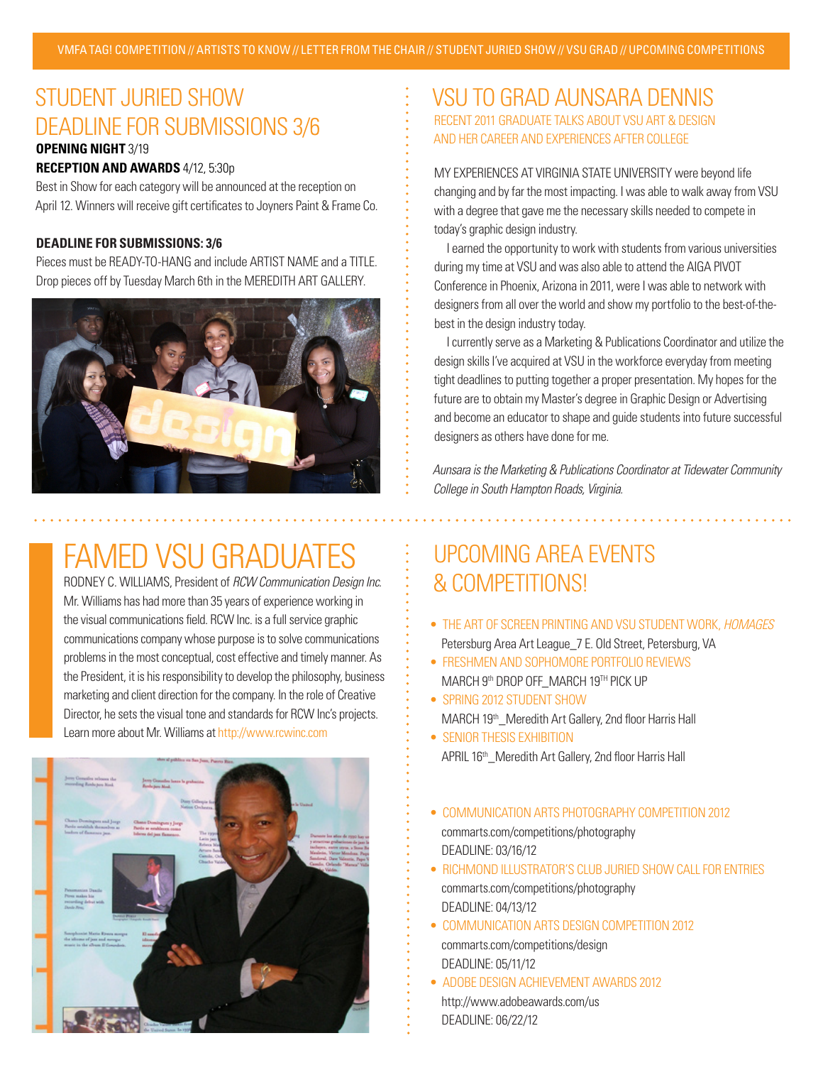VMFA TAG! COMPETITION // ARTISTS TO KNOW // LETTER FROM THE CHAIR // STUDENT JURIED SHOW // VSU GRAD // UPCOMING COMPETITIONS

# STUDENT JURIED SHOW DEADLINE FOR SUBMISSIONS 3/6

**OPENING NIGHT** 3/19

**RECEPTION AND AWARDS** 4/12, 5:30p

Best in Show for each category will be announced at the reception on April 12. Winners will receive gift certificates to Joyners Paint & Frame Co.

**DEADLINE FOR SUBMISSIONS: 3/6**

Pieces must be READY-TO-HANG and include ARTIST NAME and a TITLE. Drop pieces off by Tuesday March 6th in the MEREDITH ART GALLERY.

# VSU TO GRAD AUNSARA DENNIS

## RECENT 2011 GRADUATE TALKS ABOUT VSU ART & DESIGN AND HER CAREER AND EXPERIENCES AFTER COLLEGE

MY EXPERIENCES AT VIRGINIA STATE UNIVERSITY were beyond life changing and by far the most impacting. I was able to walk away from VSU with a degree that gave me the necessary skills needed to compete in today's graphic design industry.

I earned the opportunity to work with students from various universities during my time at VSU and was also able to attend the AIGA PIVOT Conference in Phoenix, Arizona in 2011, were I was able to network with designers from all over the world and show my portfolio to the best-of-the-best in the design industry today.

I currently serve as a Marketing & Publications Coordinator and utilize the design skills I've acquired at VSU in the workforce everyday from meeting tight deadlines to putting together a proper presentation. My hopes for the future are to obtain my Master's degree in Graphic Design or Advertising and become an educator to shape and guide students into future successful designers as others have done for me.

*Aunsara is the Marketing & Publications Coordinator at Tidewater Community College in South Hampton Roads, Virginia.*

# FAMED VSU GRADUATES

RODNEY C. WILLIAMS, President of *RCW Communication Design Inc.* Mr. Williams has had more than 35 years of experience working in the visual communications field. RCW Inc. is a full service graphic communications company whose purpose is to solve communications problems in the most conceptual, cost effective and timely manner. As the President, it is his responsibility to develop the philosophy, business marketing and client direction for the company. In the role of Creative Director, he sets the visual tone and standards for RCW Inc's projects. Learn more about Mr. Williams at http://www.rcwinc.com

# UPCOMING AREA EVENTS & COMPETITIONS!

- THE ART OF SCREEN PRINTING AND VSU STUDENT WORK, *HOMAGES*
  Petersburg Area Art League_7 E. Old Street, Petersburg, VA
- FRESHMEN AND SOPHOMORE PORTFOLIO REVIEWS
  MARCH 9th DROP OFF_MARCH 19TH PICK UP
- SPRING 2012 STUDENT SHOW
  MARCH 19th_Meredith Art Gallery, 2nd floor Harris Hall
- SENIOR THESIS EXHIBITION
  APRIL 16th_Meredith Art Gallery, 2nd floor Harris Hall

- COMMUNICATION ARTS PHOTOGRAPHY COMPETITION 2012
  commarts.com/competitions/photography
  DEADLINE: 03/16/12
- RICHMOND ILLUSTRATOR'S CLUB JURIED SHOW CALL FOR ENTRIES
  commarts.com/competitions/photography
  DEADLINE: 04/13/12
- COMMUNICATION ARTS DESIGN COMPETITION 2012
  commarts.com/competitions/design
  DEADLINE: 05/11/12
- ADOBE DESIGN ACHIEVEMENT AWARDS 2012
  http://www.adobeawards.com/us
  DEADLINE: 06/22/12